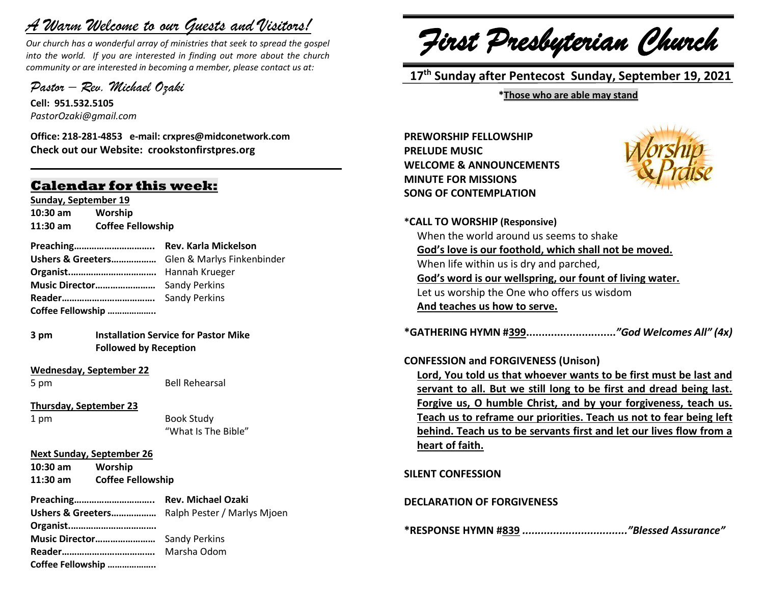# *A Warm Welcome to our Guests and Visitors!*

*Our church has a wonderful array of ministries that seek to spread the gospel into the world. If you are interested in finding out more about the church community or are interested in becoming a member, please contact us at:*

*Pastor – Rev. Michael Ozaki*

**Cell: 951.532.5105**
*PastorOzaki@gmail.com*

**Office: 218-281-4853 e-mail: crxpres@midconetwork.com**
**Check out our Website: crookstonfirstpres.org**

## Calendar for this week:

**Sunday, September 19**

**10:30 am** **Worship**
**11:30 am** **Coffee Fellowship**

**Preaching…………………………..** **Rev. Karla Mickelson**
**Ushers & Greeters………………** Glen & Marlys Finkenbinder
**Organist……………………………..** Hannah Krueger
**Music Director……………………** Sandy Perkins
**Reader……………………………….** Sandy Perkins
**Coffee Fellowship ………………..**

**3 pm** **Installation Service for Pastor Mike**
**Followed by Reception**

**Wednesday, September 22**

5 pm Bell Rehearsal

**Thursday, September 23**

1 pm Book Study
"What Is The Bible"

**Next Sunday, September 26**

**10:30 am** **Worship**
**11:30 am** **Coffee Fellowship**

**Preaching…………………………..** **Rev. Michael Ozaki**
**Ushers & Greeters………………** Ralph Pester / Marlys Mjoen
**Organist……………………………..**
**Music Director……………………** Sandy Perkins
**Reader……………………………….** Marsha Odom
**Coffee Fellowship ………………..**

# *First Presbyterian Church*

## 17th Sunday after Pentecost Sunday, September 19, 2021

**\*Those who are able may stand**

**PREWORSHIP FELLOWSHIP**
**PRELUDE MUSIC**
**WELCOME & ANNOUNCEMENTS**
**MINUTE FOR MISSIONS**
**SONG OF CONTEMPLATION**

**\*CALL TO WORSHIP (Responsive)**

When the world around us seems to shake
**God's love is our foothold, which shall not be moved.**
When life within us is dry and parched,
**God's word is our wellspring, our fount of living water.**
Let us worship the One who offers us wisdom
**And teaches us how to serve.**

**\*GATHERING HYMN #399............................***"God Welcomes All" (4x)*

**CONFESSION and FORGIVENESS (Unison)**

**Lord, You told us that whoever wants to be first must be last and servant to all. But we still long to be first and dread being last. Forgive us, O humble Christ, and by your forgiveness, teach us. Teach us to reframe our priorities. Teach us not to fear being left behind. Teach us to be servants first and let our lives flow from a heart of faith.**

**SILENT CONFESSION**

**DECLARATION OF FORGIVENESS**

**\*RESPONSE HYMN #839 .................................***"Blessed Assurance"*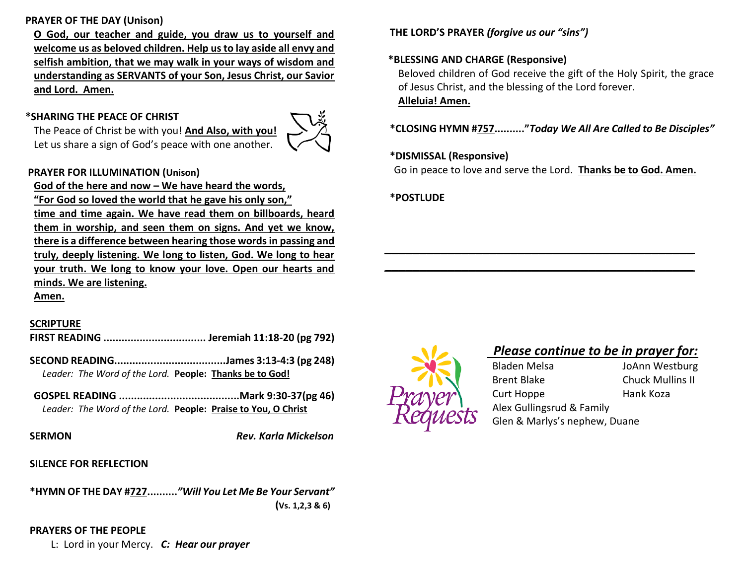**PRAYER OF THE DAY (Unison)**

**O God, our teacher and guide, you draw us to yourself and welcome us as beloved children. Help us to lay aside all envy and selfish ambition, that we may walk in your ways of wisdom and understanding as SERVANTS of your Son, Jesus Christ, our Savior and Lord. Amen.**

**\*SHARING THE PEACE OF CHRIST**

The Peace of Christ be with you! **And Also, with you!**
Let us share a sign of God's peace with one another.

**PRAYER FOR ILLUMINATION (Unison)**

**God of the here and now – We have heard the words,**
**"For God so loved the world that he gave his only son,"**
**time and time again. We have read them on billboards, heard them in worship, and seen them on signs. And yet we know, there is a difference between hearing those words in passing and truly, deeply listening. We long to listen, God. We long to hear your truth. We long to know your love. Open our hearts and minds. We are listening.**
**Amen.**

**SCRIPTURE**

**FIRST READING .................................. Jeremiah 11:18-20 (pg 792)**

**SECOND READING.....................................James 3:13-4:3 (pg 248)**
*Leader: The Word of the Lord.* **People: Thanks be to God!**

**GOSPEL READING ........................................Mark 9:30-37(pg 46)**
*Leader: The Word of the Lord.* **People: Praise to You, O Christ**

**SERMON** ***Rev. Karla Mickelson***

**SILENCE FOR REFLECTION**

**\*HYMN OF THE DAY #727..........*"Will You Let Me Be Your Servant"***
**(Vs. 1,2,3 & 6)**

**PRAYERS OF THE PEOPLE**

L: Lord in your Mercy. ***C: Hear our prayer***

**THE LORD'S PRAYER *(forgive us our "sins")***

**\*BLESSING AND CHARGE (Responsive)**

Beloved children of God receive the gift of the Holy Spirit, the grace of Jesus Christ, and the blessing of the Lord forever.
**Alleluia! Amen.**

**\*CLOSING HYMN #757.........."*Today We All Are Called to Be Disciples"***

**\*DISMISSAL (Responsive)**

Go in peace to love and serve the Lord. **Thanks be to God. Amen.**

**\*POSTLUDE**

______________________________________________

______________________________________________

***Please continue to be in prayer for:***

Bladen Melsa
Brent Blake
Curt Hoppe
JoAnn Westburg
Chuck Mullins II
Hank Koza
Alex Gullingsrud & Family
Glen & Marlys's nephew, Duane